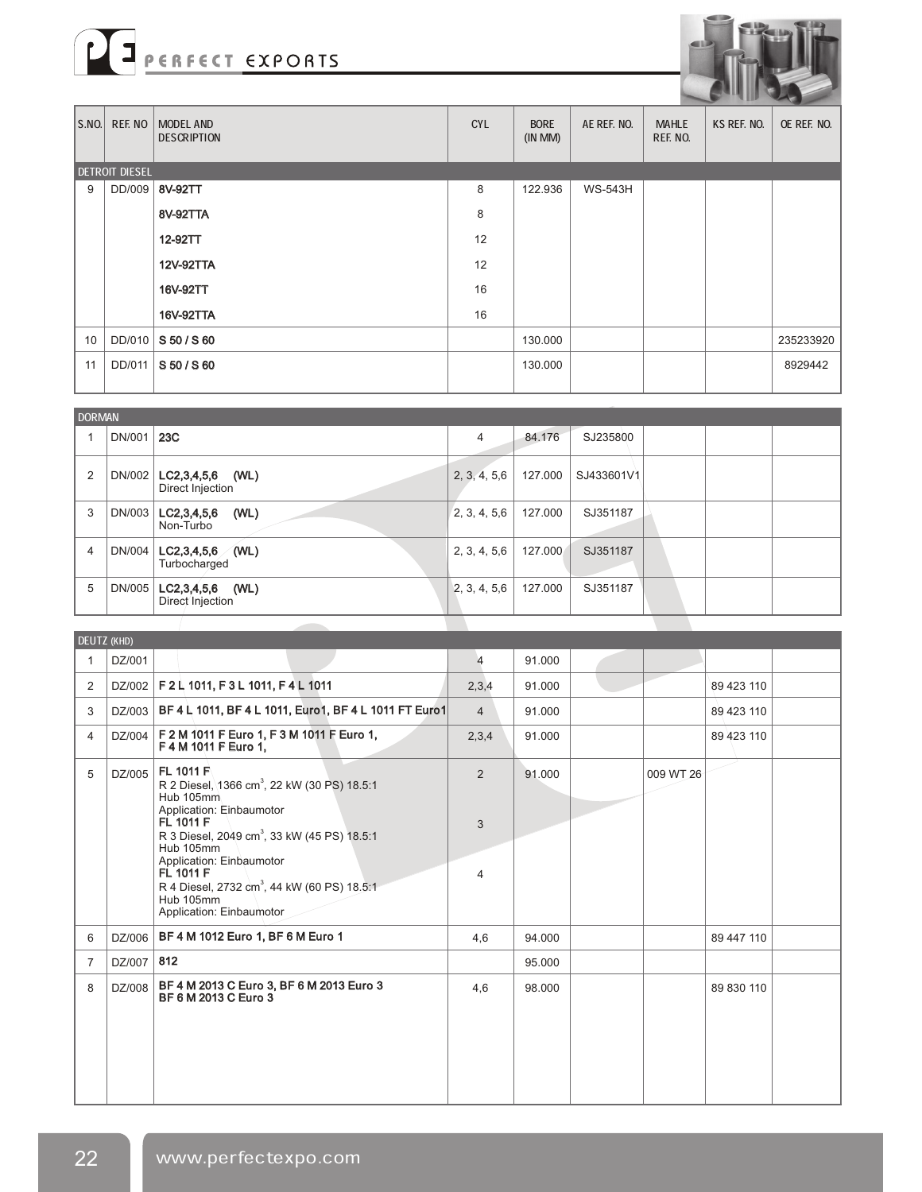# PERFECT EXPORTS

| S.NO. | REF. NO | MODEL AND DESCRIPTION | CYL | BORE (IN MM) | AE REF. NO. | MAHLE REF. NO. | KS REF. NO. | OE REF. NO. |
|---|---|---|---|---|---|---|---|---|
| **DETROIT DIESEL** | | | | | | | | |
| 9 | DD/009 | **8V-92TT** | 8 | 122.936 | WS-543H | | | |
| | | **8V-92TTA** | 8 | | | | | |
| | | **12-92TT** | 12 | | | | | |
| | | **12V-92TTA** | 12 | | | | | |
| | | **16V-92TT** | 16 | | | | | |
| | | **16V-92TTA** | 16 | | | | | |
| 10 | DD/010 | **S 50 / S 60** | | 130.000 | | | | 235233920 |
| 11 | DD/011 | **S 50 / S 60** | | 130.000 | | | | 8929442 |

| S.NO. | REF. NO | MODEL AND DESCRIPTION | CYL | BORE (IN MM) | AE REF. NO. | MAHLE REF. NO. | KS REF. NO. | OE REF. NO. |
|---|---|---|---|---|---|---|---|---|
| **DORMAN** | | | | | | | | |
| 1 | DN/001 | **23C** | 4 | 84.176 | SJ235800 | | | |
| 2 | DN/002 | **LC2,3,4,5,6 (WL)** Direct Injection | 2, 3, 4, 5,6 | 127.000 | SJ433601V1 | | | |
| 3 | DN/003 | **LC2,3,4,5,6 (WL)** Non-Turbo | 2, 3, 4, 5,6 | 127.000 | SJ351187 | | | |
| 4 | DN/004 | **LC2,3,4,5,6 (WL)** Turbocharged | 2, 3, 4, 5,6 | 127.000 | SJ351187 | | | |
| 5 | DN/005 | **LC2,3,4,5,6 (WL)** Direct Injection | 2, 3, 4, 5,6 | 127.000 | SJ351187 | | | |

| S.NO. | REF. NO | MODEL AND DESCRIPTION | CYL | BORE (IN MM) | AE REF. NO. | MAHLE REF. NO. | KS REF. NO. | OE REF. NO. |
|---|---|---|---|---|---|---|---|---|
| **DEUTZ (KHD)** | | | | | | | | |
| 1 | DZ/001 | | 4 | 91.000 | | | | |
| 2 | DZ/002 | **F 2 L 1011, F 3 L 1011, F 4 L 1011** | 2,3,4 | 91.000 | | | 89 423 110 | |
| 3 | DZ/003 | **BF 4 L 1011, BF 4 L 1011, Euro1, BF 4 L 1011 FT Euro1** | 4 | 91.000 | | | 89 423 110 | |
| 4 | DZ/004 | **F 2 M 1011 F Euro 1, F 3 M 1011 F Euro 1, F 4 M 1011 F Euro 1,** | 2,3,4 | 91.000 | | | 89 423 110 | |
| 5 | DZ/005 | **FL 1011 F** R 2 Diesel, 1366 $cm^3$, 22 kW (30 PS) 18.5:1 Hub 105mm Application: Einbaumotor | 2 | 91.000 | | 009 WT 26 | | |
| | | **FL 1011 F** R 3 Diesel, 2049 $cm^3$, 33 kW (45 PS) 18.5:1 Hub 105mm Application: Einbaumotor | 3 | | | | | |
| | | **FL 1011 F** R 4 Diesel, 2732 $cm^3$, 44 kW (60 PS) 18.5:1 Hub 105mm Application: Einbaumotor | 4 | | | | | |
| 6 | DZ/006 | **BF 4 M 1012 Euro 1, BF 6 M Euro 1** | 4,6 | 94.000 | | | 89 447 110 | |
| 7 | DZ/007 | **812** | | 95.000 | | | | |
| 8 | DZ/008 | **BF 4 M 2013 C Euro 3, BF 6 M 2013 Euro 3 BF 6 M 2013 C Euro 3** | 4,6 | 98.000 | | | 89 830 110 | |

www.perfectexpo.com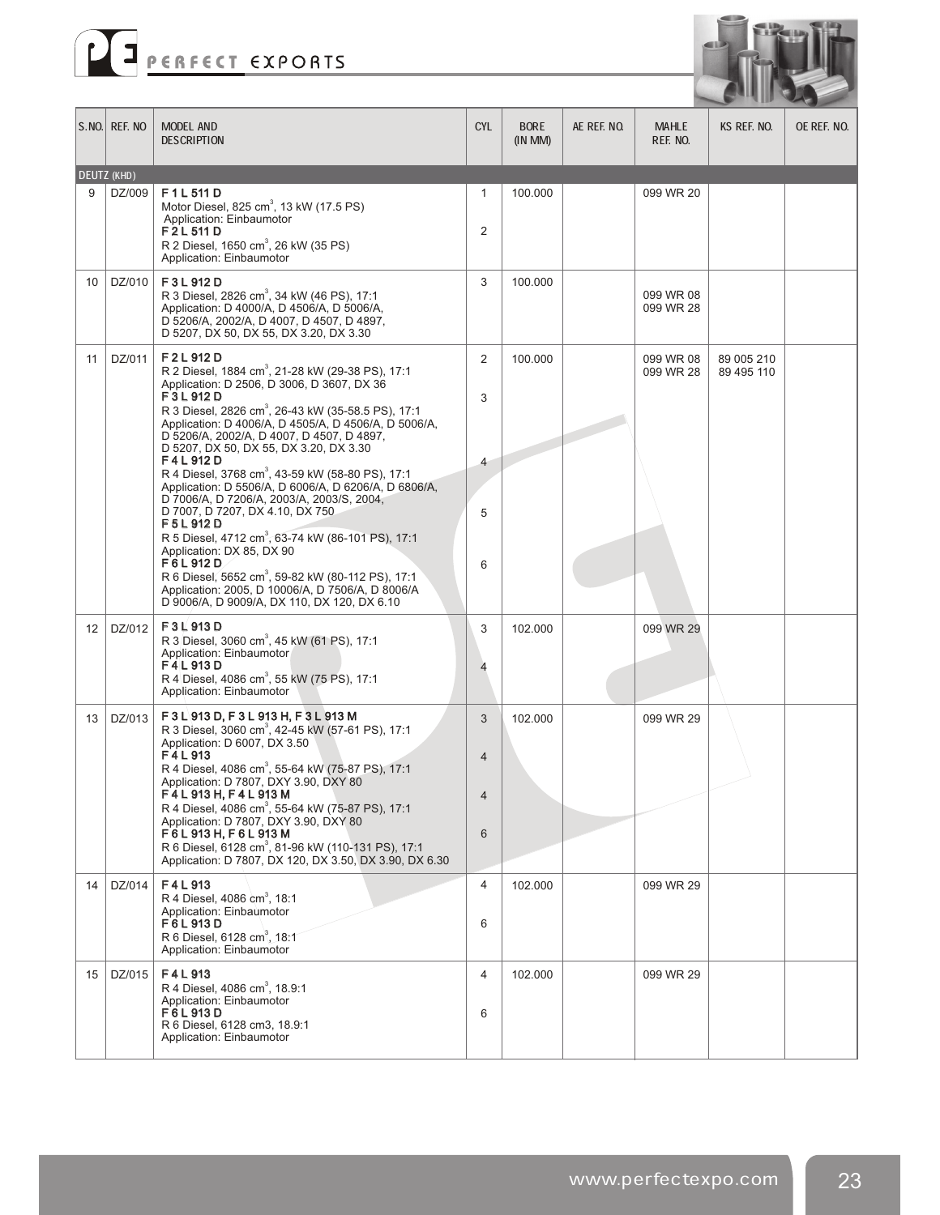| S.NO. | REF. NO | MODEL AND DESCRIPTION | CYL | BORE (IN MM) | AE REF. NO. | MAHLE REF. NO. | KS REF. NO. | OE REF. NO. |
|---|---|---|---|---|---|---|---|---|
| **DEUTZ (KHD)** | | | | | | | | |
| 9 | DZ/009 | **F 1 L 511 D**<br>Motor Diesel, 825 cm$^3$, 13 kW (17.5 PS)<br>Application: Einbaumotor<br>**F 2 L 511 D**<br>R 2 Diesel, 1650 cm$^3$, 26 kW (35 PS)<br>Application: Einbaumotor | 1<br><br>2 | 100.000 | | 099 WR 20 | | |
| 10 | DZ/010 | **F 3 L 912 D**<br>R 3 Diesel, 2826 cm$^3$, 34 kW (46 PS), 17:1<br>Application: D 4000/A, D 4506/A, D 5006/A, D 5206/A, 2002/A, D 4007, D 4507, D 4897, D 5207, DX 50, DX 55, DX 3.20, DX 3.30 | 3 | 100.000 | | 099 WR 08<br>099 WR 28 | | |
| 11 | DZ/011 | **F 2 L 912 D**<br>R 2 Diesel, 1884 cm$^3$, 21-28 kW (29-38 PS), 17:1<br>Application: D 2506, D 3006, D 3607, DX 36<br>**F 3 L 912 D**<br>R 3 Diesel, 2826 cm$^3$, 26-43 kW (35-58.5 PS), 17:1<br>Application: D 4006/A, D 4505/A, D 4506/A, D 5006/A, D 5206/A, 2002/A, D 4007, D 4507, D 4897, D 5207, DX 50, DX 55, DX 3.20, DX 3.30<br>**F 4 L 912 D**<br>R 4 Diesel, 3768 cm$^3$, 43-59 kW (58-80 PS), 17:1<br>Application: D 5506/A, D 6006/A, D 6206/A, D 6806/A, D 7006/A, D 7206/A, 2003/A, 2003/S, 2004, D 7007, D 7207, DX 4.10, DX 750<br>**F 5 L 912 D**<br>R 5 Diesel, 4712 cm$^3$, 63-74 kW (86-101 PS), 17:1<br>Application: DX 85, DX 90<br>**F 6 L 912 D**<br>R 6 Diesel, 5652 cm$^3$, 59-82 kW (80-112 PS), 17:1<br>Application: 2005, D 10006/A, D 7506/A, D 8006/A D 9006/A, D 9009/A, DX 110, DX 120, DX 6.10 | 2<br><br>3<br><br>4<br><br>5<br><br>6 | 100.000 | | 099 WR 08<br>099 WR 28 | 89 005 210<br>89 495 110 | |
| 12 | DZ/012 | **F 3 L 913 D**<br>R 3 Diesel, 3060 cm$^3$, 45 kW (61 PS), 17:1<br>Application: Einbaumotor<br>**F 4 L 913 D**<br>R 4 Diesel, 4086 cm$^3$, 55 kW (75 PS), 17:1<br>Application: Einbaumotor | 3<br><br>4 | 102.000 | | 099 WR 29 | | |
| 13 | DZ/013 | **F 3 L 913 D, F 3 L 913 H, F 3 L 913 M**<br>R 3 Diesel, 3060 cm$^3$, 42-45 kW (57-61 PS), 17:1<br>Application: D 6007, DX 3.50<br>**F 4 L 913**<br>R 4 Diesel, 4086 cm$^3$, 55-64 kW (75-87 PS), 17:1<br>Application: D 7807, DXY 3.90, DXY 80<br>**F 4 L 913 H, F 4 L 913 M**<br>R 4 Diesel, 4086 cm$^3$, 55-64 kW (75-87 PS), 17:1<br>Application: D 7807, DXY 3.90, DXY 80<br>**F 6 L 913 H, F 6 L 913 M**<br>R 6 Diesel, 6128 cm$^3$, 81-96 kW (110-131 PS), 17:1<br>Application: D 7807, DX 120, DX 3.50, DX 3.90, DX 6.30 | 3<br><br>4<br><br>4<br><br>6 | 102.000 | | 099 WR 29 | | |
| 14 | DZ/014 | **F 4 L 913**<br>R 4 Diesel, 4086 cm$^3$, 18:1<br>Application: Einbaumotor<br>**F 6 L 913 D**<br>R 6 Diesel, 6128 cm$^3$, 18:1<br>Application: Einbaumotor | 4<br><br>6 | 102.000 | | 099 WR 29 | | |
| 15 | DZ/015 | **F 4 L 913**<br>R 4 Diesel, 4086 cm$^3$, 18.9:1<br>Application: Einbaumotor<br>**F 6 L 913 D**<br>R 6 Diesel, 6128 cm3, 18.9:1<br>Application: Einbaumotor | 4<br><br>6 | 102.000 | | 099 WR 29 | | |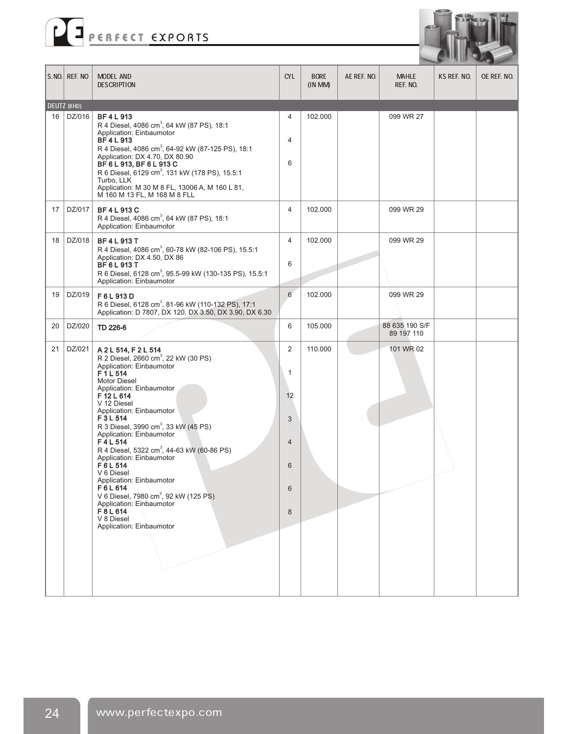| S.NO. | REF. NO | MODEL AND DESCRIPTION | CYL | BORE (IN MM) | AE REF. NO. | MAHLE REF. NO. | KS REF. NO. | OE REF. NO. |
|---|---|---|---|---|---|---|---|---|
| **DEUTZ (KHD)** | | | | | | | | |
| 16 | DZ/016 | **BF 4 L 913**<br>R 4 Diesel, 4086 $cm^3$, 64 kW (87 PS), 18:1<br>Application: Einbaumotor<br>**BF 4 L 913**<br>R 4 Diesel, 4086 $cm^3$, 64-92 kW (87-125 PS), 18:1<br>Application: DX 4.70, DX 80.90<br>**BF 6 L 913, BF 6 L 913 C**<br>R 6 Diesel, 6129 $cm^3$, 131 kW (178 PS), 15.5:1<br>Turbo, LLK<br>Application: M 30 M 8 FL, 13006 A, M 160 L 81, M 160 M 13 FL, M 168 M 8 FLL | 4<br><br><br>4<br><br><br>6 | 102.000 | | 099 WR 27 | | |
| 17 | DZ/017 | **BF 4 L 913 C**<br>R 4 Diesel, 4086 $cm^3$, 64 kW (87 PS), 18:1<br>Application: Einbaumotor | 4 | 102.000 | | 099 WR 29 | | |
| 18 | DZ/018 | **BF 4 L 913 T**<br>R 4 Diesel, 4086 $cm^3$, 60-78 kW (82-106 PS), 15.5:1<br>Application: DX 4.50, DX 86<br>**BF 6 L 913 T**<br>R 6 Diesel, 6128 $cm^3$, 95.5-99 kW (130-135 PS), 15.5:1<br>Application: Einbaumotor | 4<br><br><br>6 | 102.000 | | 099 WR 29 | | |
| 19 | DZ/019 | **F 6 L 913 D**<br>R 6 Diesel, 6128 $cm^3$, 81-96 kW (110-132 PS), 17:1<br>Application: D 7807, DX 120, DX 3.50, DX 3.90, DX 6.30 | 6 | 102.000 | | 099 WR 29 | | |
| 20 | DZ/020 | **TD 226-6** | 6 | 105.000 | | 88 635 190 S/F<br>89 197 110 | | |
| 21 | DZ/021 | **A 2 L 514, F 2 L 514**<br>R 2 Diesel, 2660 $cm^3$, 22 kW (30 PS)<br>Application: Einbaumotor<br>**F 1 L 514**<br>Motor Diesel<br>Application: Einbaumotor<br>**F 12 L 614**<br>V 12 Diesel<br>Application: Einbaumotor<br>**F 3 L 514**<br>R 3 Diesel, 3990 $cm^3$, 33 kW (45 PS)<br>Application: Einbaumotor<br>**F 4 L 514**<br>R 4 Diesel, 5322 $cm^3$, 44-63 kW (60-86 PS)<br>Application: Einbaumotor<br>**F 6 L 514**<br>V 6 Diesel<br>Application: Einbaumotor<br>**F 6 L 614**<br>V 6 Diesel, 7980 $cm^3$, 92 kW (125 PS)<br>Application: Einbaumotor<br>**F 8 L 614**<br>V 8 Diesel<br>Application: Einbaumotor | 2<br><br><br>1<br><br><br>12<br><br><br>3<br><br><br>4<br><br><br>6<br><br><br>6<br><br><br>8 | 110.000 | | 101 WR 02 | | |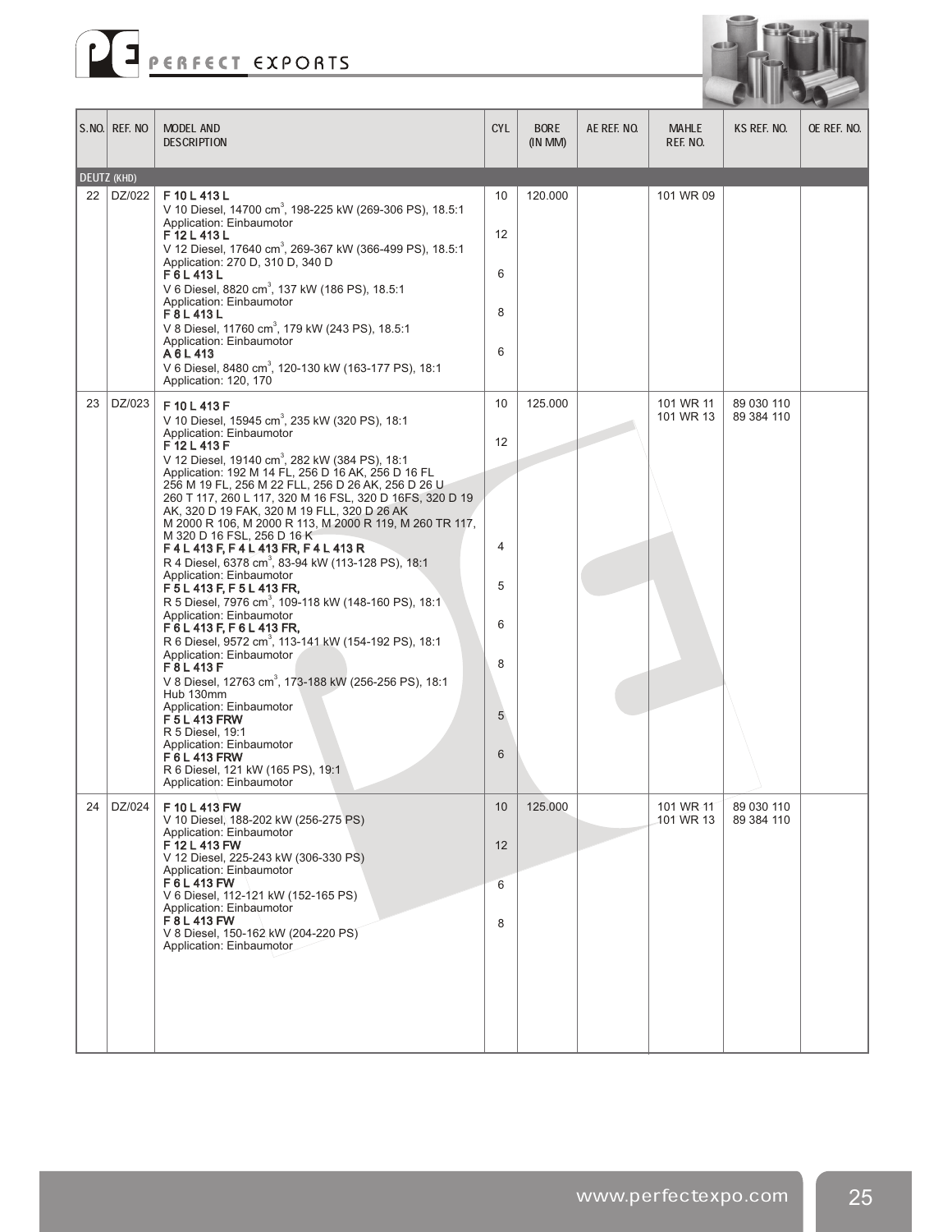| S.NO. | REF. NO | MODEL AND DESCRIPTION | CYL | BORE (IN MM) | AE REF. NO. | MAHLE REF. NO. | KS REF. NO. | OE REF. NO. |
|---|---|---|---|---|---|---|---|---|
| DEUTZ (KHD) | | | | | | | | |
| 22 | DZ/022 | **F 10 L 413 L** V 10 Diesel, 14700 cm$^3$, 198-225 kW (269-306 PS), 18.5:1 Application: Einbaumotor | 10 | 120.000 | | 101 WR 09 | | |
| | | **F 12 L 413 L** V 12 Diesel, 17640 cm$^3$, 269-367 kW (366-499 PS), 18.5:1 Application: 270 D, 310 D, 340 D | 12 | | | | | |
| | | **F 6 L 413 L** V 6 Diesel, 8820 cm$^3$, 137 kW (186 PS), 18.5:1 Application: Einbaumotor | 6 | | | | | |
| | | **F 8 L 413 L** V 8 Diesel, 11760 cm$^3$, 179 kW (243 PS), 18.5:1 Application: Einbaumotor | 8 | | | | | |
| | | **A 6 L 413** V 6 Diesel, 8480 cm$^3$, 120-130 kW (163-177 PS), 18:1 Application: 120, 170 | 6 | | | | | |
| 23 | DZ/023 | **F 10 L 413 F** V 10 Diesel, 15945 cm$^3$, 235 kW (320 PS), 18:1 Application: Einbaumotor | 10 | 125.000 | | 101 WR 11 101 WR 13 | 89 030 110 89 384 110 | |
| | | **F 12 L 413 F** V 12 Diesel, 19140 cm$^3$, 282 kW (384 PS), 18:1 Application: 192 M 14 FL, 256 D 16 AK, 256 D 16 FL 256 M 19 FL, 256 M 22 FLL, 256 D 26 AK, 256 D 26 U 260 T 117, 260 L 117, 320 M 16 FSL, 320 D 16FS, 320 D 19 AK, 320 D 19 FAK, 320 M 19 FLL, 320 D 26 AK M 2000 R 106, M 2000 R 113, M 2000 R 119, M 260 TR 117, M 320 D 16 FSL, 256 D 16 K | 12 | | | | | |
| | | **F 4 L 413 F, F 4 L 413 FR, F 4 L 413 R** R 4 Diesel, 6378 cm$^3$, 83-94 kW (113-128 PS), 18:1 Application: Einbaumotor | 4 | | | | | |
| | | **F 5 L 413 F, F 5 L 413 FR,** R 5 Diesel, 7976 cm$^3$, 109-118 kW (148-160 PS), 18:1 Application: Einbaumotor | 5 | | | | | |
| | | **F 6 L 413 F, F 6 L 413 FR,** R 6 Diesel, 9572 cm$^3$, 113-141 kW (154-192 PS), 18:1 Application: Einbaumotor | 6 | | | | | |
| | | **F 8 L 413 F** V 8 Diesel, 12763 cm$^3$, 173-188 kW (256-256 PS), 18:1 Hub 130mm Application: Einbaumotor | 8 | | | | | |
| | | **F 5 L 413 FRW** R 5 Diesel, 19:1 Application: Einbaumotor | 5 | | | | | |
| | | **F 6 L 413 FRW** R 6 Diesel, 121 kW (165 PS), 19:1 Application: Einbaumotor | 6 | | | | | |
| 24 | DZ/024 | **F 10 L 413 FW** V 10 Diesel, 188-202 kW (256-275 PS) Application: Einbaumotor | 10 | 125.000 | | 101 WR 11 101 WR 13 | 89 030 110 89 384 110 | |
| | | **F 12 L 413 FW** V 12 Diesel, 225-243 kW (306-330 PS) Application: Einbaumotor | 12 | | | | | |
| | | **F 6 L 413 FW** V 6 Diesel, 112-121 kW (152-165 PS) Application: Einbaumotor | 6 | | | | | |
| | | **F 8 L 413 FW** V 8 Diesel, 150-162 kW (204-220 PS) Application: Einbaumotor | 8 | | | | | |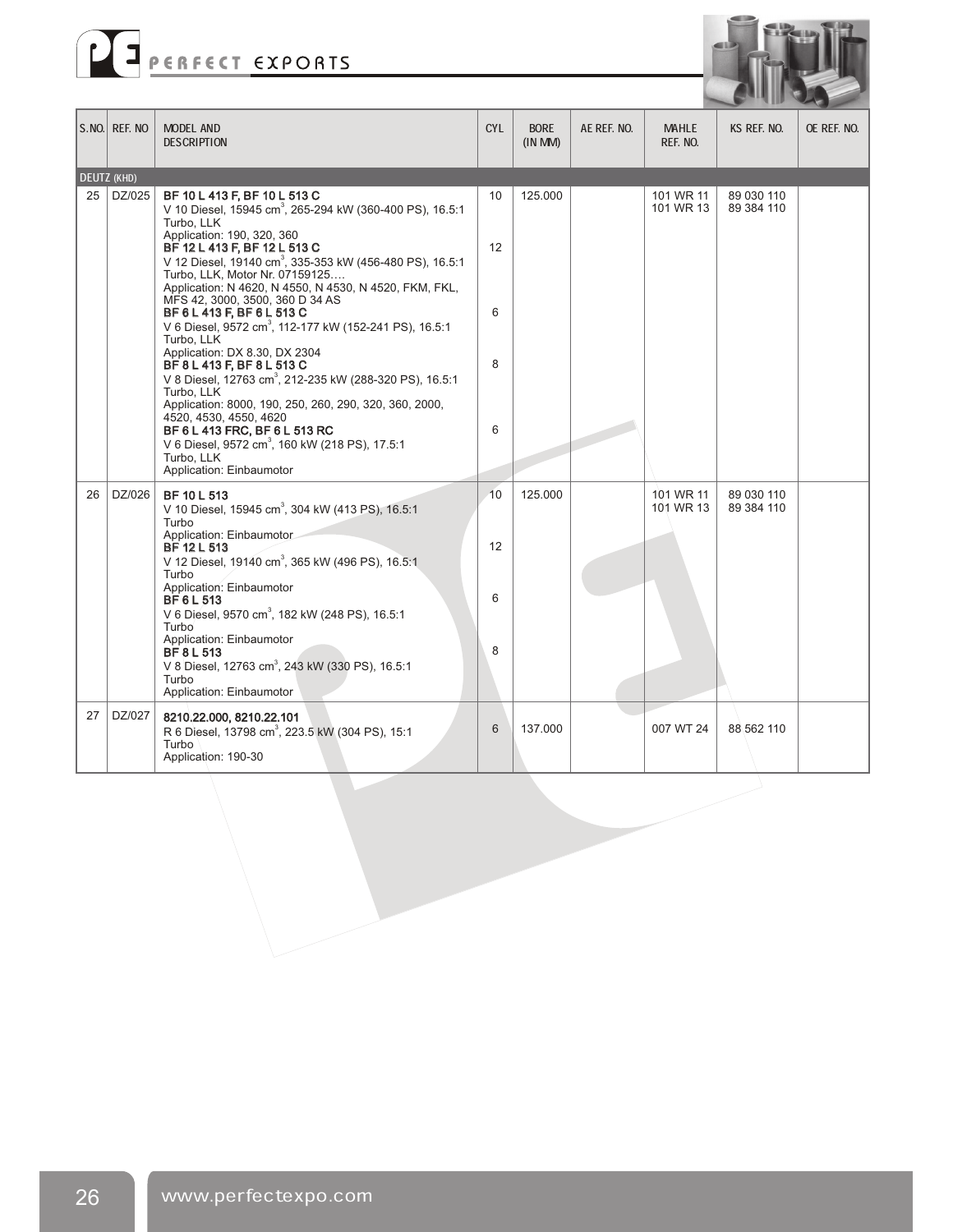| S.NO. | REF. NO | MODEL AND DESCRIPTION | CYL | BORE (IN MM) | AE REF. NO. | MAHLE REF. NO. | KS REF. NO. | OE REF. NO. |
|---|---|---|---|---|---|---|---|---|
| **DEUTZ (KHD)** | | | | | | | | |
| 25 | DZ/025 | **BF 10 L 413 F, BF 10 L 513 C**<br>V 10 Diesel, 15945 $cm^3$, 265-294 kW (360-400 PS), 16.5:1 Turbo, LLK<br>Application: 190, 320, 360 | 10 | 125.000 | | 101 WR 11<br>101 WR 13 | 89 030 110<br>89 384 110 | |
| | | **BF 12 L 413 F, BF 12 L 513 C**<br>V 12 Diesel, 19140 $cm^3$, 335-353 kW (456-480 PS), 16.5:1 Turbo, LLK, Motor Nr. 07159125….<br>Application: N 4620, N 4550, N 4530, N 4520, FKM, FKL, MFS 42, 3000, 3500, 360 D 34 AS | 12 | | | | | |
| | | **BF 6 L 413 F, BF 6 L 513 C**<br>V 6 Diesel, 9572 $cm^3$, 112-177 kW (152-241 PS), 16.5:1 Turbo, LLK<br>Application: DX 8.30, DX 2304 | 6 | | | | | |
| | | **BF 8 L 413 F, BF 8 L 513 C**<br>V 8 Diesel, 12763 $cm^3$, 212-235 kW (288-320 PS), 16.5:1 Turbo, LLK<br>Application: 8000, 190, 250, 260, 290, 320, 360, 2000, 4520, 4530, 4550, 4620 | 8 | | | | | |
| | | **BF 6 L 413 FRC, BF 6 L 513 RC**<br>V 6 Diesel, 9572 $cm^3$, 160 kW (218 PS), 17.5:1 Turbo, LLK<br>Application: Einbaumotor | 6 | | | | | |
| 26 | DZ/026 | **BF 10 L 513**<br>V 10 Diesel, 15945 $cm^3$, 304 kW (413 PS), 16.5:1 Turbo<br>Application: Einbaumotor | 10 | 125.000 | | 101 WR 11<br>101 WR 13 | 89 030 110<br>89 384 110 | |
| | | **BF 12 L 513**<br>V 12 Diesel, 19140 $cm^3$, 365 kW (496 PS), 16.5:1 Turbo<br>Application: Einbaumotor | 12 | | | | | |
| | | **BF 6 L 513**<br>V 6 Diesel, 9570 $cm^3$, 182 kW (248 PS), 16.5:1 Turbo<br>Application: Einbaumotor | 6 | | | | | |
| | | **BF 8 L 513**<br>V 8 Diesel, 12763 $cm^3$, 243 kW (330 PS), 16.5:1 Turbo<br>Application: Einbaumotor | 8 | | | | | |
| 27 | DZ/027 | **8210.22.000, 8210.22.101**<br>R 6 Diesel, 13798 $cm^3$, 223.5 kW (304 PS), 15:1 Turbo<br>Application: 190-30 | 6 | 137.000 | | 007 WT 24 | 88 562 110 | |